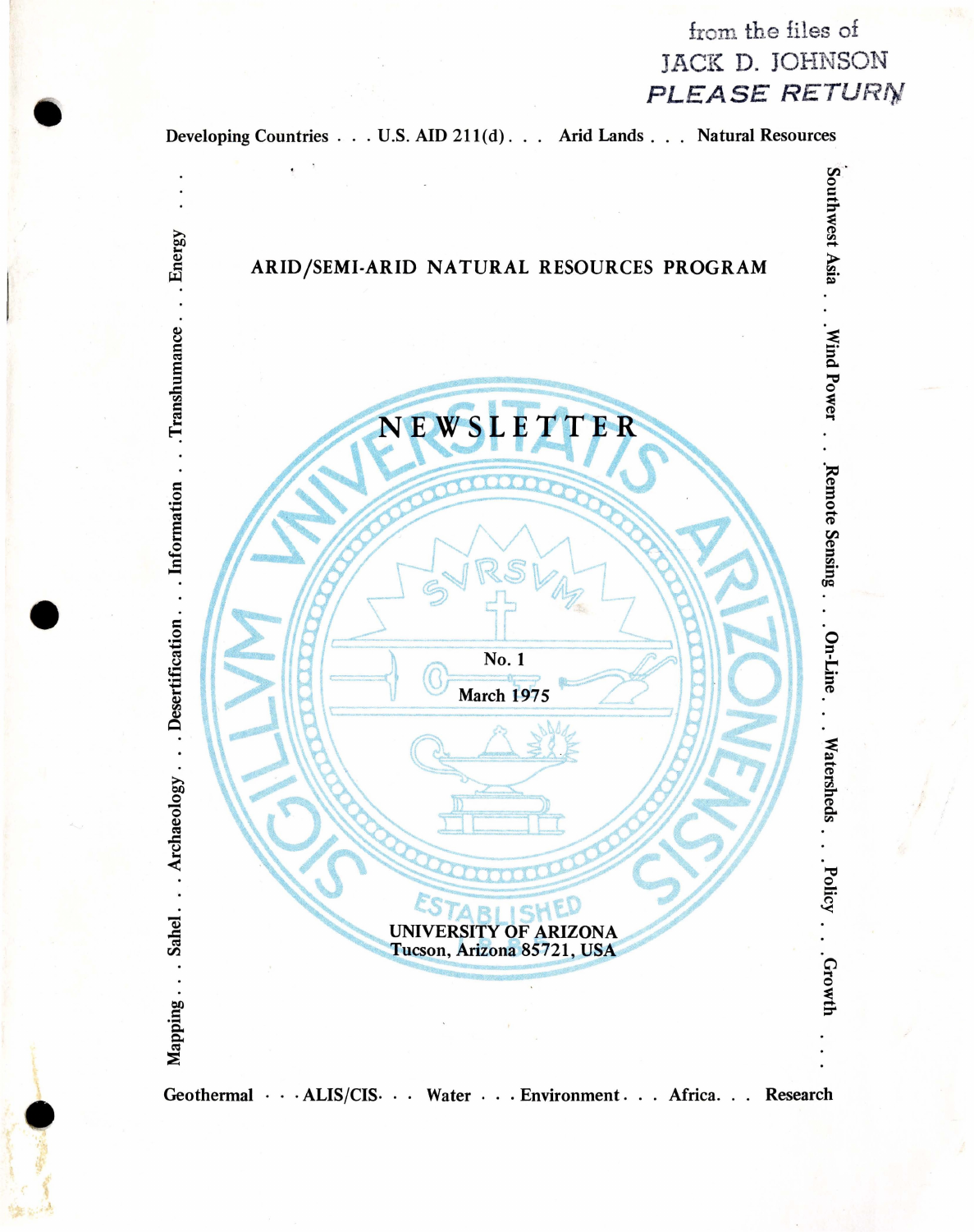from the files of
JACK D. JOHNSON
PLEASE RETURN

Developing Countries . . . U.S. AID 211(d) . . . Arid Lands . . . Natural Resources

Southwest Asia . . . Wind Power . . . Remote Sensing . . . On-Line . . . Watersheds . . . Policy . . . Growth . . .

Mapping . . . Sahel . . . Archaeology . . . Desertification . . . Information . . . Transhumance . . . Energy . . .

# ARID/SEMI-ARID NATURAL RESOURCES PROGRAM

# NEWSLETTER

No. 1

March 1975

UNIVERSITY OF ARIZONA
Tucson, Arizona 85721, USA

Geothermal . . . ALIS/CIS . . . Water . . . Environment . . . Africa . . . Research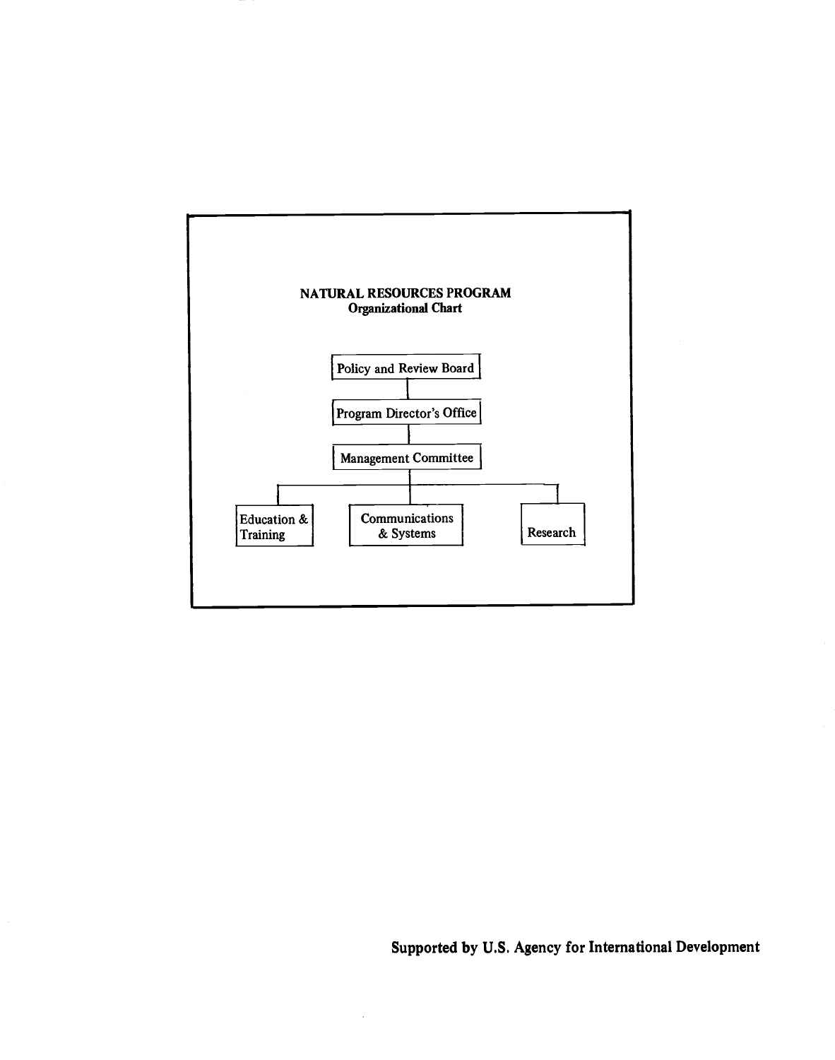**NATURAL RESOURCES PROGRAM**
**Organizational Chart**

- Policy and Review Board
  - Program Director's Office
    - Management Committee
      - Education & Training
      - Communications & Systems
      - Research

**Supported by U.S. Agency for International Development**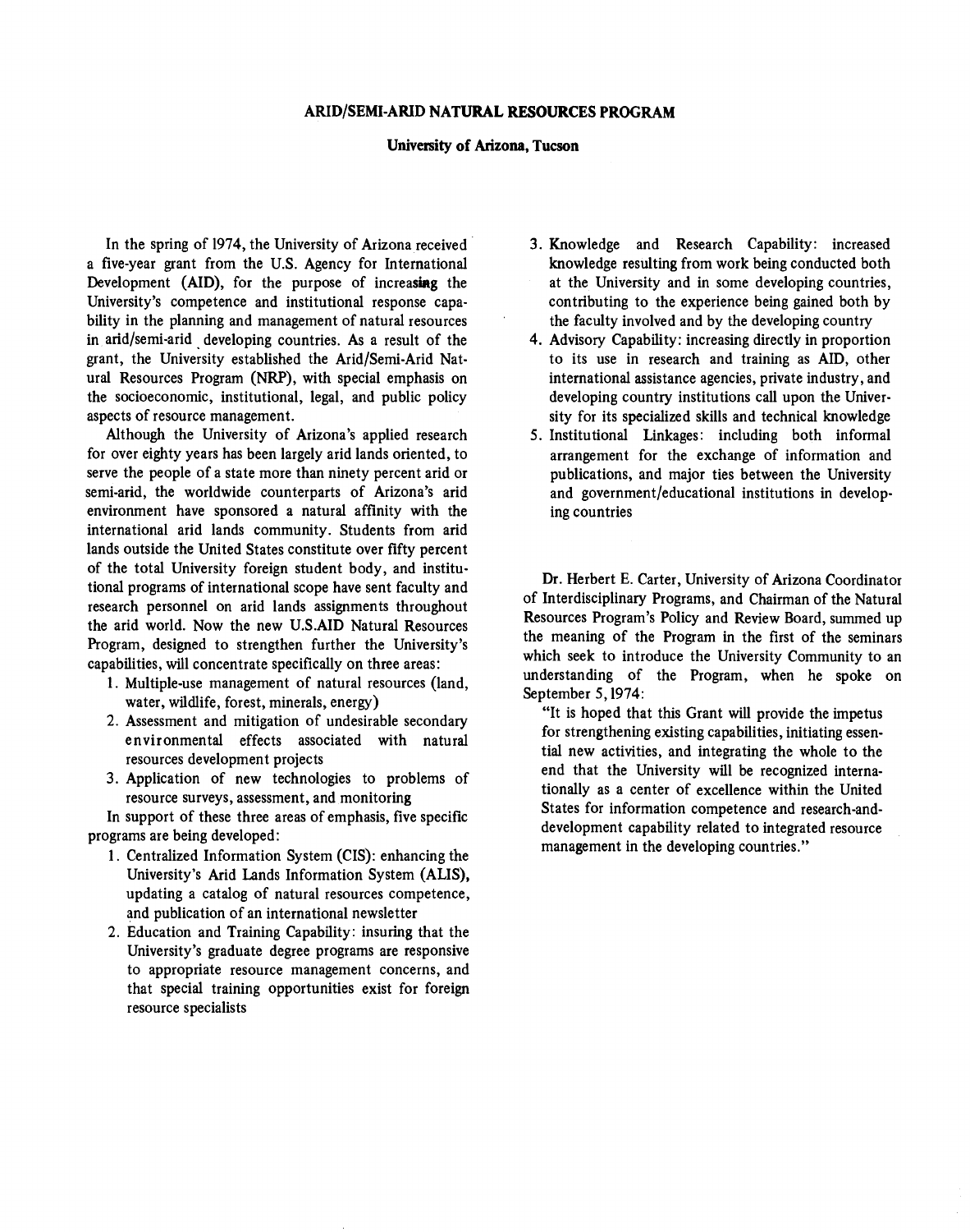## ARID/SEMI-ARID NATURAL RESOURCES PROGRAM

**University of Arizona, Tucson**

In the spring of 1974, the University of Arizona received a five-year grant from the U.S. Agency for International Development (AID), for the purpose of increasing the University's competence and institutional response capability in the planning and management of natural resources in arid/semi-arid developing countries. As a result of the grant, the University established the Arid/Semi-Arid Natural Resources Program (NRP), with special emphasis on the socioeconomic, institutional, legal, and public policy aspects of resource management.

Although the University of Arizona's applied research for over eighty years has been largely arid lands oriented, to serve the people of a state more than ninety percent arid or semi-arid, the worldwide counterparts of Arizona's arid environment have sponsored a natural affinity with the international arid lands community. Students from arid lands outside the United States constitute over fifty percent of the total University foreign student body, and institutional programs of international scope have sent faculty and research personnel on arid lands assignments throughout the arid world. Now the new U.S.AID Natural Resources Program, designed to strengthen further the University's capabilities, will concentrate specifically on three areas:

1. Multiple-use management of natural resources (land, water, wildlife, forest, minerals, energy)
2. Assessment and mitigation of undesirable secondary environmental effects associated with natural resources development projects
3. Application of new technologies to problems of resource surveys, assessment, and monitoring

In support of these three areas of emphasis, five specific programs are being developed:

1. Centralized Information System (CIS): enhancing the University's Arid Lands Information System (ALIS), updating a catalog of natural resources competence, and publication of an international newsletter
2. Education and Training Capability: insuring that the University's graduate degree programs are responsive to appropriate resource management concerns, and that special training opportunities exist for foreign resource specialists
3. Knowledge and Research Capability: increased knowledge resulting from work being conducted both at the University and in some developing countries, contributing to the experience being gained both by the faculty involved and by the developing country
4. Advisory Capability: increasing directly in proportion to its use in research and training as AID, other international assistance agencies, private industry, and developing country institutions call upon the University for its specialized skills and technical knowledge
5. Institutional Linkages: including both informal arrangement for the exchange of information and publications, and major ties between the University and government/educational institutions in developing countries

Dr. Herbert E. Carter, University of Arizona Coordinator of Interdisciplinary Programs, and Chairman of the Natural Resources Program's Policy and Review Board, summed up the meaning of the Program in the first of the seminars which seek to introduce the University Community to an understanding of the Program, when he spoke on September 5, 1974:

"It is hoped that this Grant will provide the impetus for strengthening existing capabilities, initiating essential new activities, and integrating the whole to the end that the University will be recognized internationally as a center of excellence within the United States for information competence and research-and-development capability related to integrated resource management in the developing countries."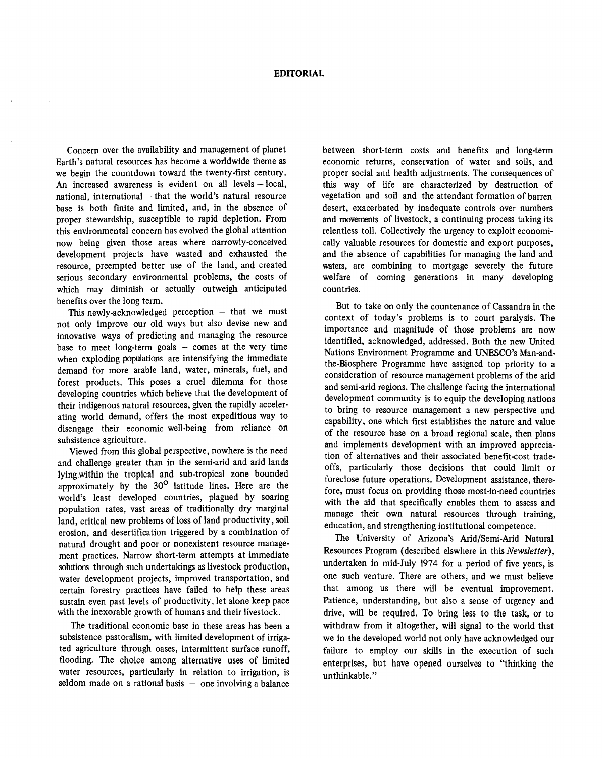# EDITORIAL

Concern over the availability and management of planet Earth's natural resources has become a worldwide theme as we begin the countdown toward the twenty-first century. An increased awareness is evident on all levels – local, national, international – that the world's natural resource base is both finite and limited, and, in the absence of proper stewardship, susceptible to rapid depletion. From this environmental concern has evolved the global attention now being given those areas where narrowly-conceived development projects have wasted and exhausted the resource, preempted better use of the land, and created serious secondary environmental problems, the costs of which may diminish or actually outweigh anticipated benefits over the long term.

This newly-acknowledged perception – that we must not only improve our old ways but also devise new and innovative ways of predicting and managing the resource base to meet long-term goals – comes at the very time when exploding populations are intensifying the immediate demand for more arable land, water, minerals, fuel, and forest products. This poses a cruel dilemma for those developing countries which believe that the development of their indigenous natural resources, given the rapidly accelerating world demand, offers the most expeditious way to disengage their economic well-being from reliance on subsistence agriculture.

Viewed from this global perspective, nowhere is the need and challenge greater than in the semi-arid and arid lands lying within the tropical and sub-tropical zone bounded approximately by the 30° latitude lines. Here are the world's least developed countries, plagued by soaring population rates, vast areas of traditionally dry marginal land, critical new problems of loss of land productivity, soil erosion, and desertification triggered by a combination of natural drought and poor or nonexistent resource management practices. Narrow short-term attempts at immediate solutions through such undertakings as livestock production, water development projects, improved transportation, and certain forestry practices have failed to help these areas sustain even past levels of productivity, let alone keep pace with the inexorable growth of humans and their livestock.

The traditional economic base in these areas has been a subsistence pastoralism, with limited development of irrigated agriculture through oases, intermittent surface runoff, flooding. The choice among alternative uses of limited water resources, particularly in relation to irrigation, is seldom made on a rational basis – one involving a balance between short-term costs and benefits and long-term economic returns, conservation of water and soils, and proper social and health adjustments. The consequences of this way of life are characterized by destruction of vegetation and soil and the attendant formation of barren desert, exacerbated by inadequate controls over numbers and movements of livestock, a continuing process taking its relentless toll. Collectively the urgency to exploit economically valuable resources for domestic and export purposes, and the absence of capabilities for managing the land and waters, are combining to mortgage severely the future welfare of coming generations in many developing countries.

But to take on only the countenance of Cassandra in the context of today's problems is to court paralysis. The importance and magnitude of those problems are now identified, acknowledged, addressed. Both the new United Nations Environment Programme and UNESCO's Man-and-the-Biosphere Programme have assigned top priority to a consideration of resource management problems of the arid and semi-arid regions. The challenge facing the international development community is to equip the developing nations to bring to resource management a new perspective and capability, one which first establishes the nature and value of the resource base on a broad regional scale, then plans and implements development with an improved appreciation of alternatives and their associated benefit-cost tradeoffs, particularly those decisions that could limit or foreclose future operations. Development assistance, therefore, must focus on providing those most-in-need countries with the aid that specifically enables them to assess and manage their own natural resources through training, education, and strengthening institutional competence.

The University of Arizona's Arid/Semi-Arid Natural Resources Program (described elswhere in this *Newsletter*), undertaken in mid-July 1974 for a period of five years, is one such venture. There are others, and we must believe that among us there will be eventual improvement. Patience, understanding, but also a sense of urgency and drive, will be required. To bring less to the task, or to withdraw from it altogether, will signal to the world that we in the developed world not only have acknowledged our failure to employ our skills in the execution of such enterprises, but have opened ourselves to "thinking the unthinkable."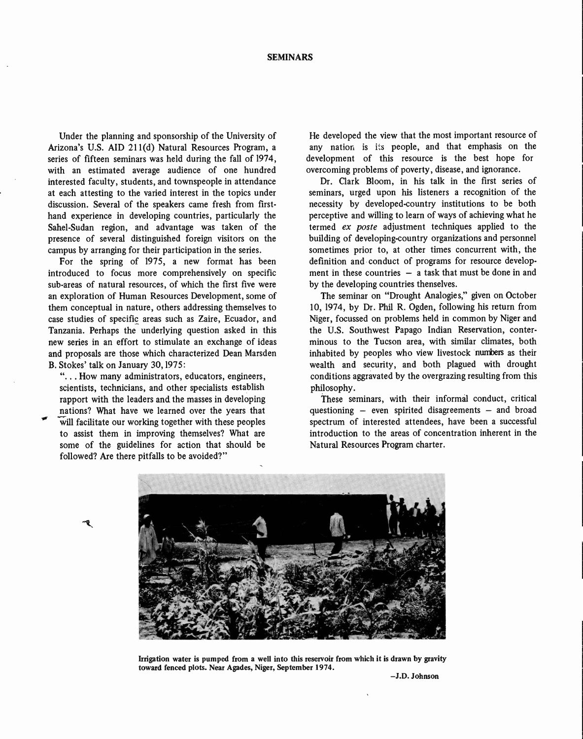## SEMINARS

Under the planning and sponsorship of the University of Arizona's U.S. AID 211(d) Natural Resources Program, a series of fifteen seminars was held during the fall of 1974, with an estimated average audience of one hundred interested faculty, students, and townspeople in attendance at each attesting to the varied interest in the topics under discussion. Several of the speakers came fresh from first-hand experience in developing countries, particularly the Sahel-Sudan region, and advantage was taken of the presence of several distinguished foreign visitors on the campus by arranging for their participation in the series.

For the spring of 1975, a new format has been introduced to focus more comprehensively on specific sub-areas of natural resources, of which the first five were an exploration of Human Resources Development, some of them conceptual in nature, others addressing themselves to case studies of specific areas such as Zaire, Ecuador, and Tanzania. Perhaps the underlying question asked in this new series in an effort to stimulate an exchange of ideas and proposals are those which characterized Dean Marsden B. Stokes' talk on January 30, 1975:

"... How many administrators, educators, engineers, scientists, technicians, and other specialists establish rapport with the leaders and the masses in developing nations? What have we learned over the years that will facilitate our working together with these peoples to assist them in improving themselves? What are some of the guidelines for action that should be followed? Are there pitfalls to be avoided?"

He developed the view that the most important resource of any nation is its people, and that emphasis on the development of this resource is the best hope for overcoming problems of poverty, disease, and ignorance.

Dr. Clark Bloom, in his talk in the first series of seminars, urged upon his listeners a recognition of the necessity by developed-country institutions to be both perceptive and willing to learn of ways of achieving what he termed *ex poste* adjustment techniques applied to the building of developing-country organizations and personnel sometimes prior to, at other times concurrent with, the definition and conduct of programs for resource development in these countries – a task that must be done in and by the developing countries thenselves.

The seminar on "Drought Analogies," given on October 10, 1974, by Dr. Phil R. Ogden, following his return from Niger, focussed on problems held in common by Niger and the U.S. Southwest Papago Indian Reservation, conterminous to the Tucson area, with similar climates, both inhabited by peoples who view livestock numbers as their wealth and security, and both plagued with drought conditions aggravated by the overgrazing resulting from this philosophy.

These seminars, with their informal conduct, critical questioning – even spirited disagreements – and broad spectrum of interested attendees, have been a successful introduction to the areas of concentration inherent in the Natural Resources Program charter.

**Irrigation water is pumped from a well into this reservoir from which it is drawn by gravity toward fenced plots. Near Agades, Niger, September 1974.**

**–J.D. Johnson**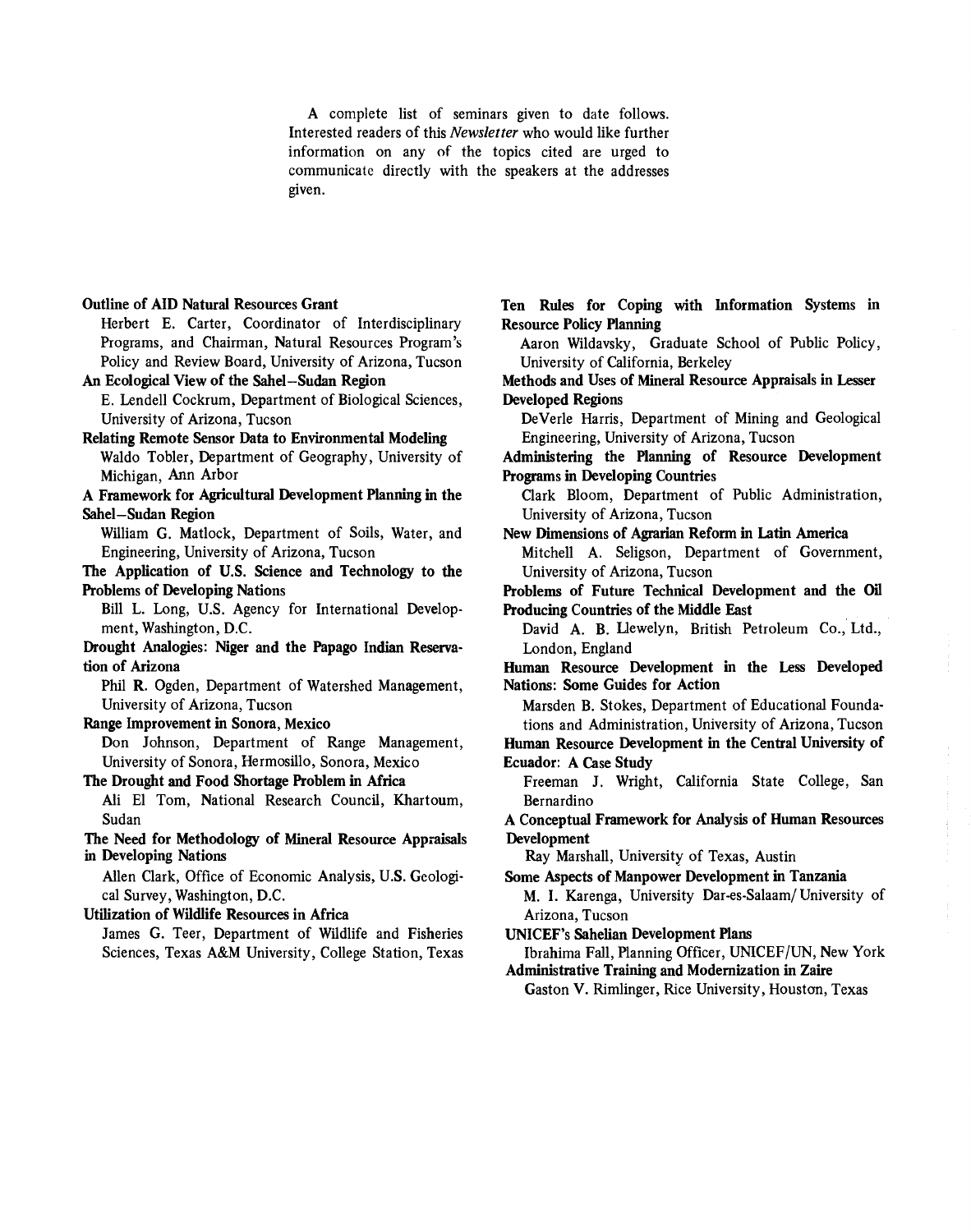A complete list of seminars given to date follows. Interested readers of this *Newsletter* who would like further information on any of the topics cited are urged to communicate directly with the speakers at the addresses given.

**Outline of AID Natural Resources Grant**
Herbert E. Carter, Coordinator of Interdisciplinary Programs, and Chairman, Natural Resources Program's Policy and Review Board, University of Arizona, Tucson

**An Ecological View of the Sahel–Sudan Region**
E. Lendell Cockrum, Department of Biological Sciences, University of Arizona, Tucson

**Relating Remote Sensor Data to Environmental Modeling**
Waldo Tobler, Department of Geography, University of Michigan, Ann Arbor

**A Framework for Agricultural Development Planning in the Sahel–Sudan Region**
William G. Matlock, Department of Soils, Water, and Engineering, University of Arizona, Tucson

**The Application of U.S. Science and Technology to the Problems of Developing Nations**
Bill L. Long, U.S. Agency for International Development, Washington, D.C.

**Drought Analogies: Niger and the Papago Indian Reservation of Arizona**
Phil R. Ogden, Department of Watershed Management, University of Arizona, Tucson

**Range Improvement in Sonora, Mexico**
Don Johnson, Department of Range Management, University of Sonora, Hermosillo, Sonora, Mexico

**The Drought and Food Shortage Problem in Africa**
Ali El Tom, National Research Council, Khartoum, Sudan

**The Need for Methodology of Mineral Resource Appraisals in Developing Nations**
Allen Clark, Office of Economic Analysis, U.S. Geological Survey, Washington, D.C.

**Utilization of Wildlife Resources in Africa**
James G. Teer, Department of Wildlife and Fisheries Sciences, Texas A&M University, College Station, Texas

**Ten Rules for Coping with Information Systems in Resource Policy Planning**
Aaron Wildavsky, Graduate School of Public Policy, University of California, Berkeley

**Methods and Uses of Mineral Resource Appraisals in Lesser Developed Regions**
DeVerle Harris, Department of Mining and Geological Engineering, University of Arizona, Tucson

**Administering the Planning of Resource Development Programs in Developing Countries**
Clark Bloom, Department of Public Administration, University of Arizona, Tucson

**New Dimensions of Agrarian Reform in Latin America**
Mitchell A. Seligson, Department of Government, University of Arizona, Tucson

**Problems of Future Technical Development and the Oil Producing Countries of the Middle East**
David A. B. Llewelyn, British Petroleum Co., Ltd., London, England

**Human Resource Development in the Less Developed Nations: Some Guides for Action**
Marsden B. Stokes, Department of Educational Foundations and Administration, University of Arizona, Tucson

**Human Resource Development in the Central University of Ecuador: A Case Study**
Freeman J. Wright, California State College, San Bernardino

**A Conceptual Framework for Analysis of Human Resources Development**
Ray Marshall, University of Texas, Austin

**Some Aspects of Manpower Development in Tanzania**
M. I. Karenga, University Dar-es-Salaam/University of Arizona, Tucson

**UNICEF's Sahelian Development Plans**
Ibrahima Fall, Planning Officer, UNICEF/UN, New York

**Administrative Training and Modernization in Zaire**
Gaston V. Rimlinger, Rice University, Houston, Texas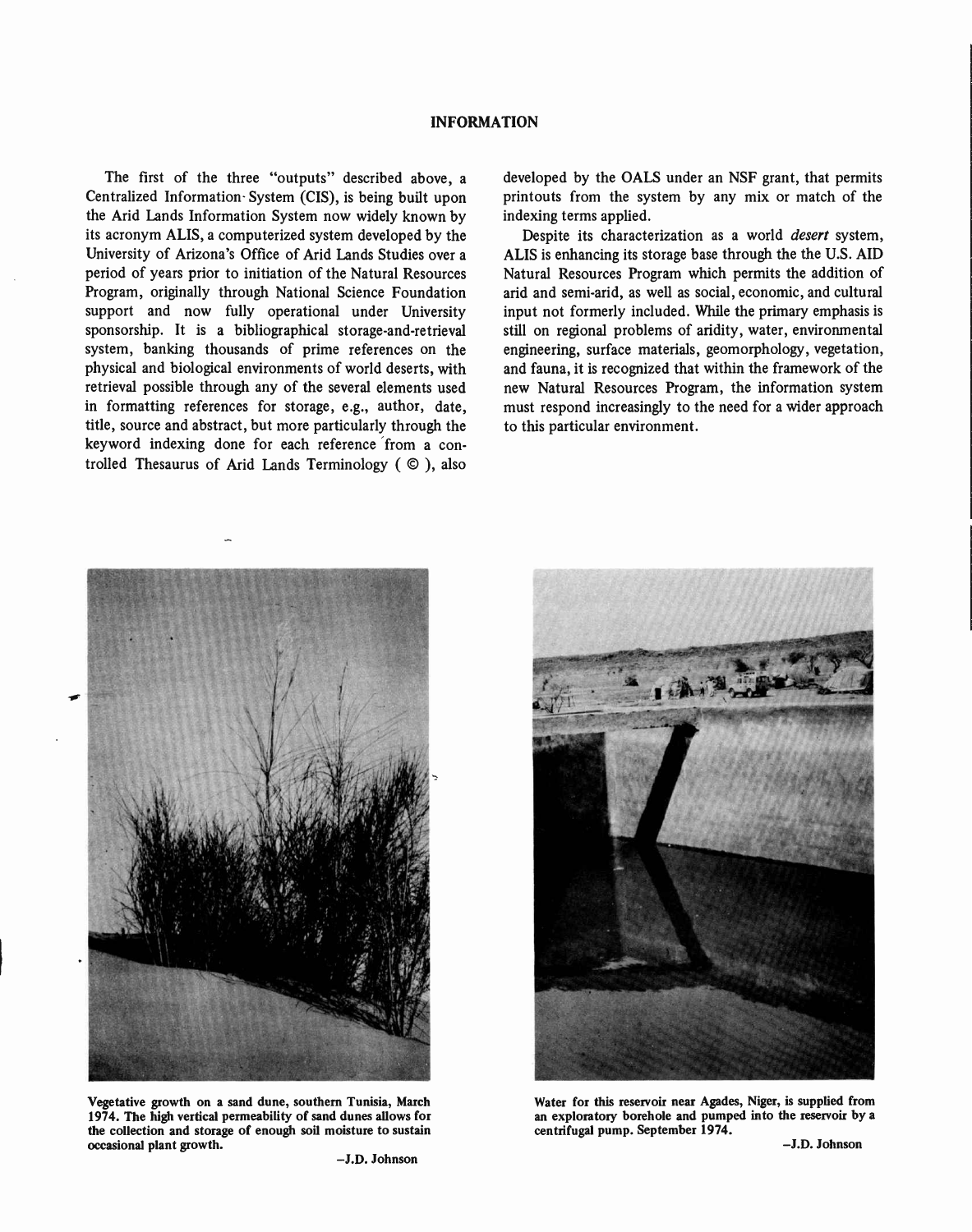## INFORMATION

The first of the three "outputs" described above, a Centralized Information System (CIS), is being built upon the Arid Lands Information System now widely known by its acronym ALIS, a computerized system developed by the University of Arizona's Office of Arid Lands Studies over a period of years prior to initiation of the Natural Resources Program, originally through National Science Foundation support and now fully operational under University sponsorship. It is a bibliographical storage-and-retrieval system, banking thousands of prime references on the physical and biological environments of world deserts, with retrieval possible through any of the several elements used in formatting references for storage, e.g., author, date, title, source and abstract, but more particularly through the keyword indexing done for each reference from a controlled Thesaurus of Arid Lands Terminology ( © ), also developed by the OALS under an NSF grant, that permits printouts from the system by any mix or match of the indexing terms applied.

Despite its characterization as a world *desert* system, ALIS is enhancing its storage base through the the U.S. AID Natural Resources Program which permits the addition of arid and semi-arid, as well as social, economic, and cultural input not formerly included. While the primary emphasis is still on regional problems of aridity, water, environmental engineering, surface materials, geomorphology, vegetation, and fauna, it is recognized that within the framework of the new Natural Resources Program, the information system must respond increasingly to the need for a wider approach to this particular environment.

**Vegetative growth on a sand dune, southern Tunisia, March 1974. The high vertical permeability of sand dunes allows for the collection and storage of enough soil moisture to sustain occasional plant growth.**

–J.D. Johnson

**Water for this reservoir near Agades, Niger, is supplied from an exploratory borehole and pumped into the reservoir by a centrifugal pump. September 1974.**

–J.D. Johnson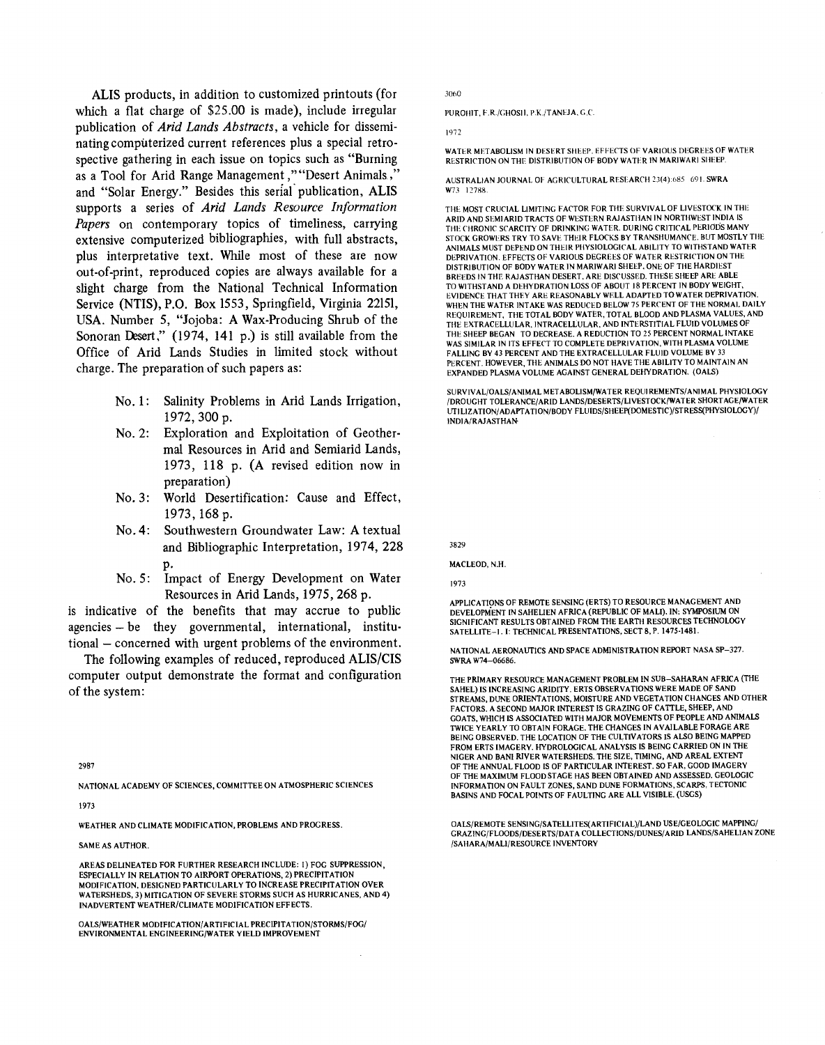ALIS products, in addition to customized printouts (for which a flat charge of $25.00 is made), include irregular publication of *Arid Lands Abstracts*, a vehicle for disseminating computerized current references plus a special retrospective gathering in each issue on topics such as "Burning as a Tool for Arid Range Management," "Desert Animals," and "Solar Energy." Besides this serial publication, ALIS supports a series of *Arid Lands Resource Information Papers* on contemporary topics of timeliness, carrying extensive computerized bibliographies, with full abstracts, plus interpretative text. While most of these are now out-of-print, reproduced copies are always available for a slight charge from the National Technical Information Service (NTIS), P.O. Box 1553, Springfield, Virginia 22151, USA. Number 5, "Jojoba: A Wax-Producing Shrub of the Sonoran Desert," (1974, 141 p.) is still available from the Office of Arid Lands Studies in limited stock without charge. The preparation of such papers as:

- No. 1: Salinity Problems in Arid Lands Irrigation, 1972, 300 p.
- No. 2: Exploration and Exploitation of Geothermal Resources in Arid and Semiarid Lands, 1973, 118 p. (A revised edition now in preparation)
- No. 3: World Desertification: Cause and Effect, 1973, 168 p.
- No. 4: Southwestern Groundwater Law: A textual and Bibliographic Interpretation, 1974, 228 p.
- No. 5: Impact of Energy Development on Water Resources in Arid Lands, 1975, 268 p.

is indicative of the benefits that may accrue to public agencies – be they governmental, international, institutional – concerned with urgent problems of the environment.

The following examples of reduced, reproduced ALIS/CIS computer output demonstrate the format and configuration of the system:

2987

NATIONAL ACADEMY OF SCIENCES, COMMITTEE ON ATMOSPHERIC SCIENCES

1973

WEATHER AND CLIMATE MODIFICATION, PROBLEMS AND PROGRESS.

SAME AS AUTHOR.

AREAS DELINEATED FOR FURTHER RESEARCH INCLUDE: 1) FOG SUPPRESSION, ESPECIALLY IN RELATION TO AIRPORT OPERATIONS, 2) PRECIPITATION MODIFICATION, DESIGNED PARTICULARLY TO INCREASE PRECIPITATION OVER WATERSHEDS, 3) MITIGATION OF SEVERE STORMS SUCH AS HURRICANES, AND 4) INADVERTENT WEATHER/CLIMATE MODIFICATION EFFECTS.

OALS/WEATHER MODIFICATION/ARTIFICIAL PRECIPITATION/STORMS/FOG/ ENVIRONMENTAL ENGINEERING/WATER YIELD IMPROVEMENT

3060

PUROHIT, F.R./GHOSH, P.K./TANEJA, G.C.

1972

WATER METABOLISM IN DESERT SHEEP. EFFECTS OF VARIOUS DEGREES OF WATER RESTRICTION ON THE DISTRIBUTION OF BODY WATER IN MARIWARI SHEEP.

AUSTRALIAN JOURNAL OF AGRICULTURAL RESEARCH 23(4):685 691. SWRA W73 12788.

THE MOST CRUCIAL LIMITING FACTOR FOR THE SURVIVAL OF LIVESTOCK IN THE ARID AND SEMIARID TRACTS OF WESTERN RAJASTHAN IN NORTHWEST INDIA IS THE CHRONIC SCARCITY OF DRINKING WATER. DURING CRITICAL PERIODS MANY STOCK GROWERS TRY TO SAVE THEIR FLOCKS BY TRANSHUMANCE, BUT MOSTLY THE ANIMALS MUST DEPEND ON THEIR PHYSIOLOGICAL ABILITY TO WITHSTAND WATER DEPRIVATION. EFFECTS OF VARIOUS DEGREES OF WATER RESTRICTION ON THE DISTRIBUTION OF BODY WATER IN MARIWARI SHEEP, ONE OF THE HARDIEST BREEDS IN THE RAJASTHAN DESERT, ARE DISCUSSED. THESE SHEEP ARE ABLE TO WITHSTAND A DEHYDRATION LOSS OF ABOUT 18 PERCENT IN BODY WEIGHT, EVIDENCE THAT THEY ARE REASONABLY WELL ADAPTED TO WATER DEPRIVATION. WHEN THE WATER INTAKE WAS REDUCED BELOW 75 PERCENT OF THE NORMAL DAILY REQUIREMENT, THE TOTAL BODY WATER, TOTAL BLOOD AND PLASMA VALUES, AND THE EXTRACELLULAR, INTRACELLULAR, AND INTERSTITIAL FLUID VOLUMES OF THE SHEEP BEGAN TO DECREASE. A REDUCTION TO 25 PERCENT NORMAL INTAKE WAS SIMILAR IN ITS EFFECT TO COMPLETE DEPRIVATION, WITH PLASMA VOLUME FALLING BY 43 PERCENT AND THE EXTRACELLULAR FLUID VOLUME BY 33 PERCENT. HOWEVER, THE ANIMALS DO NOT HAVE THE ABILITY TO MAINTAIN AN EXPANDED PLASMA VOLUME AGAINST GENERAL DEHYDRATION. (OALS)

SURVIVAL/OALS/ANIMAL METABOLISM/WATER REQUIREMENTS/ANIMAL PHYSIOLOGY /DROUGHT TOLERANCE/ARID LANDS/DESERTS/LIVESTOCK/WATER SHORTAGE/WATER UTILIZATION/ADAPTATION/BODY FLUIDS/SHEEP(DOMESTIC)/STRESS(PHYSIOLOGY)/ INDIA/RAJASTHAN

3829

MACLEOD, N.H.

1973

APPLICATIONS OF REMOTE SENSING (ERTS) TO RESOURCE MANAGEMENT AND DEVELOPMENT IN SAHELIEN AFRICA (REPUBLIC OF MALI). IN: SYMPOSIUM ON SIGNIFICANT RESULTS OBTAINED FROM THE EARTH RESOURCES TECHNOLOGY SATELLITE-1. I: TECHNICAL PRESENTATIONS, SECT 8, P. 1475-1481.

NATIONAL AERONAUTICS AND SPACE ADMINISTRATION REPORT NASA SP-327. SWRA W74-06686.

THE PRIMARY RESOURCE MANAGEMENT PROBLEM IN SUB-SAHARAN AFRICA (THE SAHEL) IS INCREASING ARIDITY. ERTS OBSERVATIONS WERE MADE OF SAND STREAMS, DUNE ORIENTATIONS, MOISTURE AND VEGETATION CHANGES AND OTHER FACTORS. A SECOND MAJOR INTEREST IS GRAZING OF CATTLE, SHEEP, AND GOATS, WHICH IS ASSOCIATED WITH MAJOR MOVEMENTS OF PEOPLE AND ANIMALS TWICE YEARLY TO OBTAIN FORAGE. THE CHANGES IN AVAILABLE FORAGE ARE BEING OBSERVED. THE LOCATION OF THE CULTIVATORS IS ALSO BEING MAPPED FROM ERTS IMAGERY. HYDROLOGICAL ANALYSIS IS BEING CARRIED ON IN THE NIGER AND BANI RIVER WATERSHEDS. THE SIZE, TIMING, AND AREAL EXTENT OF THE ANNUAL FLOOD IS OF PARTICULAR INTEREST. SO FAR, GOOD IMAGERY OF THE MAXIMUM FLOOD STAGE HAS BEEN OBTAINED AND ASSESSED. GEOLOGIC INFORMATION ON FAULT ZONES, SAND DUNE FORMATIONS, SCARPS, TECTONIC BASINS AND FOCAL POINTS OF FAULTING ARE ALL VISIBLE. (USGS)

OALS/REMOTE SENSING/SATELLITES(ARTIFICIAL)/LAND USE/GEOLOGIC MAPPING/ GRAZING/FLOODS/DESERTS/DATA COLLECTIONS/DUNES/ARID LANDS/SAHELIAN ZONE /SAHARA/MALI/RESOURCE INVENTORY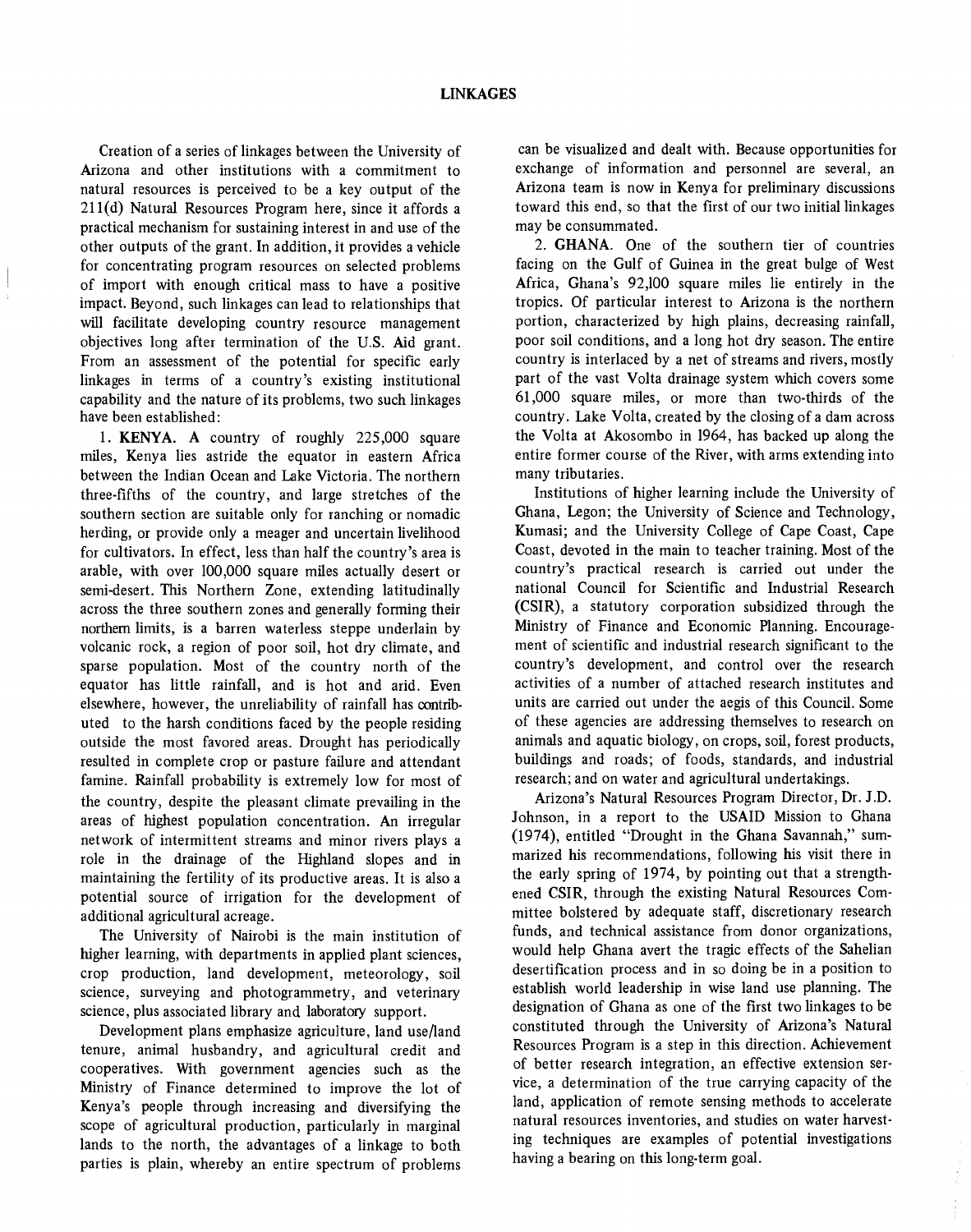## LINKAGES

Creation of a series of linkages between the University of Arizona and other institutions with a commitment to natural resources is perceived to be a key output of the 211(d) Natural Resources Program here, since it affords a practical mechanism for sustaining interest in and use of the other outputs of the grant. In addition, it provides a vehicle for concentrating program resources on selected problems of import with enough critical mass to have a positive impact. Beyond, such linkages can lead to relationships that will facilitate developing country resource management objectives long after termination of the U.S. Aid grant. From an assessment of the potential for specific early linkages in terms of a country's existing institutional capability and the nature of its problems, two such linkages have been established:

1. **KENYA.** A country of roughly 225,000 square miles, Kenya lies astride the equator in eastern Africa between the Indian Ocean and Lake Victoria. The northern three-fifths of the country, and large stretches of the southern section are suitable only for ranching or nomadic herding, or provide only a meager and uncertain livelihood for cultivators. In effect, less than half the country's area is arable, with over 100,000 square miles actually desert or semi-desert. This Northern Zone, extending latitudinally across the three southern zones and generally forming their northern limits, is a barren waterless steppe underlain by volcanic rock, a region of poor soil, hot dry climate, and sparse population. Most of the country north of the equator has little rainfall, and is hot and arid. Even elsewhere, however, the unreliability of rainfall has contributed to the harsh conditions faced by the people residing outside the most favored areas. Drought has periodically resulted in complete crop or pasture failure and attendant famine. Rainfall probability is extremely low for most of the country, despite the pleasant climate prevailing in the areas of highest population concentration. An irregular network of intermittent streams and minor rivers plays a role in the drainage of the Highland slopes and in maintaining the fertility of its productive areas. It is also a potential source of irrigation for the development of additional agricultural acreage.

The University of Nairobi is the main institution of higher learning, with departments in applied plant sciences, crop production, land development, meteorology, soil science, surveying and photogrammetry, and veterinary science, plus associated library and laboratory support.

Development plans emphasize agriculture, land use/land tenure, animal husbandry, and agricultural credit and cooperatives. With government agencies such as the Ministry of Finance determined to improve the lot of Kenya's people through increasing and diversifying the scope of agricultural production, particularly in marginal lands to the north, the advantages of a linkage to both parties is plain, whereby an entire spectrum of problems can be visualized and dealt with. Because opportunities for exchange of information and personnel are several, an Arizona team is now in Kenya for preliminary discussions toward this end, so that the first of our two initial linkages may be consummated.

2. **GHANA.** One of the southern tier of countries facing on the Gulf of Guinea in the great bulge of West Africa, Ghana's 92,100 square miles lie entirely in the tropics. Of particular interest to Arizona is the northern portion, characterized by high plains, decreasing rainfall, poor soil conditions, and a long hot dry season. The entire country is interlaced by a net of streams and rivers, mostly part of the vast Volta drainage system which covers some 61,000 square miles, or more than two-thirds of the country. Lake Volta, created by the closing of a dam across the Volta at Akosombo in 1964, has backed up along the entire former course of the River, with arms extending into many tributaries.

Institutions of higher learning include the University of Ghana, Legon; the University of Science and Technology, Kumasi; and the University College of Cape Coast, Cape Coast, devoted in the main to teacher training. Most of the country's practical research is carried out under the national Council for Scientific and Industrial Research (CSIR), a statutory corporation subsidized through the Ministry of Finance and Economic Planning. Encouragement of scientific and industrial research significant to the country's development, and control over the research activities of a number of attached research institutes and units are carried out under the aegis of this Council. Some of these agencies are addressing themselves to research on animals and aquatic biology, on crops, soil, forest products, buildings and roads; of foods, standards, and industrial research; and on water and agricultural undertakings.

Arizona's Natural Resources Program Director, Dr. J.D. Johnson, in a report to the USAID Mission to Ghana (1974), entitled "Drought in the Ghana Savannah," summarized his recommendations, following his visit there in the early spring of 1974, by pointing out that a strengthened CSIR, through the existing Natural Resources Committee bolstered by adequate staff, discretionary research funds, and technical assistance from donor organizations, would help Ghana avert the tragic effects of the Sahelian desertification process and in so doing be in a position to establish world leadership in wise land use planning. The designation of Ghana as one of the first two linkages to be constituted through the University of Arizona's Natural Resources Program is a step in this direction. Achievement of better research integration, an effective extension service, a determination of the true carrying capacity of the land, application of remote sensing methods to accelerate natural resources inventories, and studies on water harvesting techniques are examples of potential investigations having a bearing on this long-term goal.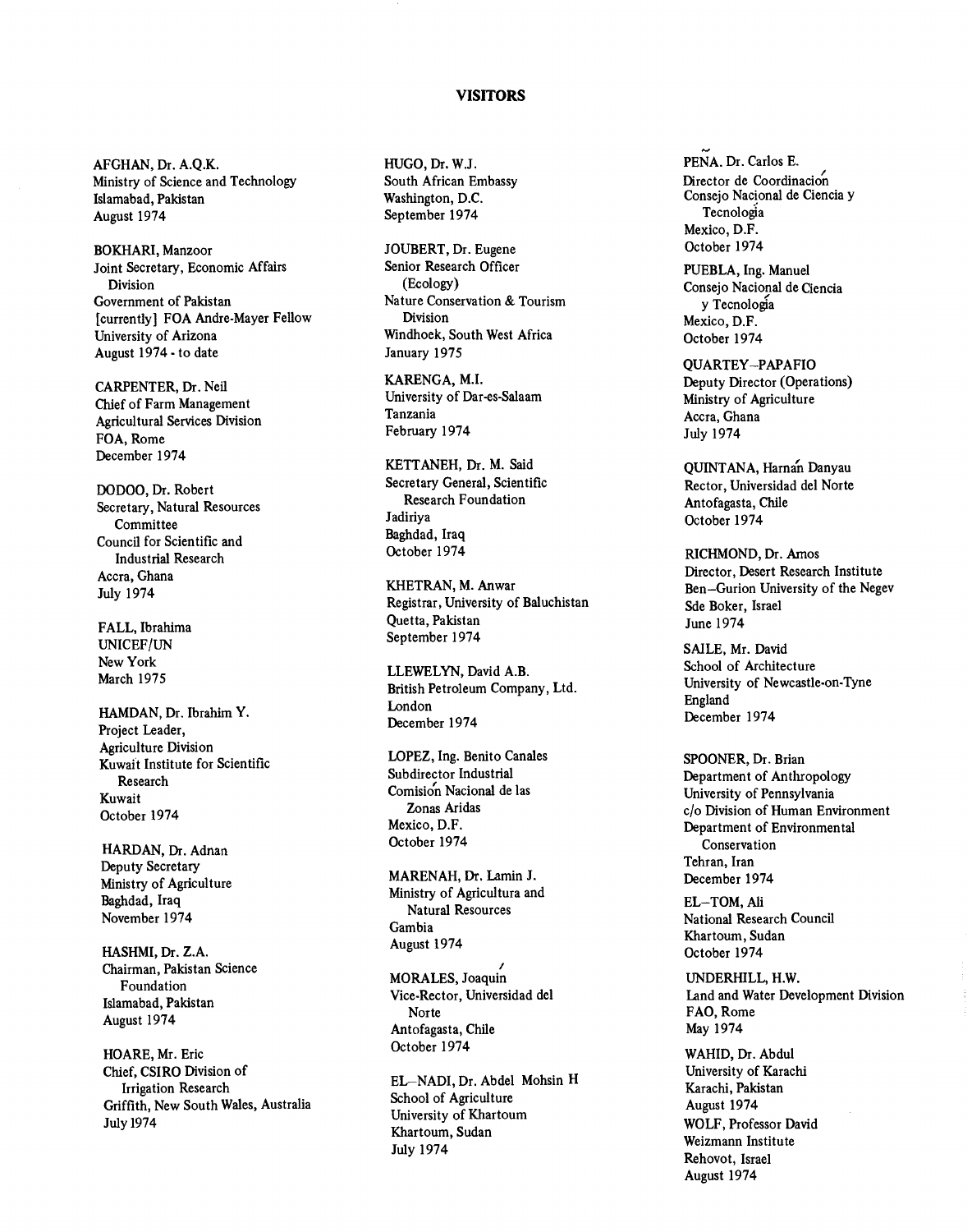# VISITORS

AFGHAN, Dr. A.Q.K.
Ministry of Science and Technology
Islamabad, Pakistan
August 1974

BOKHARI, Manzoor
Joint Secretary, Economic Affairs Division
Government of Pakistan
[currently] FOA Andre-Mayer Fellow
University of Arizona
August 1974 - to date

CARPENTER, Dr. Neil
Chief of Farm Management
Agricultural Services Division
FOA, Rome
December 1974

DODOO, Dr. Robert
Secretary, Natural Resources Committee
Council for Scientific and Industrial Research
Accra, Ghana
July 1974

FALL, Ibrahima
UNICEF/UN
New York
March 1975

HAMDAN, Dr. Ibrahim Y.
Project Leader,
Agriculture Division
Kuwait Institute for Scientific Research
Kuwait
October 1974

HARDAN, Dr. Adnan
Deputy Secretary
Ministry of Agriculture
Baghdad, Iraq
November 1974

HASHMI, Dr. Z.A.
Chairman, Pakistan Science Foundation
Islamabad, Pakistan
August 1974

HOARE, Mr. Eric
Chief, CSIRO Division of Irrigation Research
Griffith, New South Wales, Australia
July 1974

HUGO, Dr. W.J.
South African Embassy
Washington, D.C.
September 1974

JOUBERT, Dr. Eugene
Senior Research Officer (Ecology)
Nature Conservation & Tourism Division
Windhoek, South West Africa
January 1975

KARENGA, M.I.
University of Dar-es-Salaam
Tanzania
February 1974

KETTANEH, Dr. M. Said
Secretary General, Scientific Research Foundation
Jadiriya
Baghdad, Iraq
October 1974

KHETRAN, M. Anwar
Registrar, University of Baluchistan
Quetta, Pakistan
September 1974

LLEWELYN, David A.B.
British Petroleum Company, Ltd.
London
December 1974

LOPEZ, Ing. Benito Canales
Subdirector Industrial
Comisión Nacional de las Zonas Aridas
Mexico, D.F.
October 1974

MARENAH, Dr. Lamin J.
Ministry of Agricultura and Natural Resources
Gambia
August 1974

MORALES, Joaquín
Vice-Rector, Universidad del Norte
Antofagasta, Chile
October 1974

EL–NADI, Dr. Abdel Mohsin H
School of Agriculture
University of Khartoum
Khartoum, Sudan
July 1974

PEÑA. Dr. Carlos E.
Director de Coordinación
Consejo Nacional de Ciencia y Tecnología
Mexico, D.F.
October 1974

PUEBLA, Ing. Manuel
Consejo Nacional de Ciencia y Tecnología
Mexico, D.F.
October 1974

QUARTEY–PAPAFIO
Deputy Director (Operations)
Ministry of Agriculture
Accra, Ghana
July 1974

QUINTANA, Harnán Danyau
Rector, Universidad del Norte
Antofagasta, Chile
October 1974

RICHMOND, Dr. Amos
Director, Desert Research Institute
Ben–Gurion University of the Negev
Sde Boker, Israel
June 1974

SAILE, Mr. David
School of Architecture
University of Newcastle-on-Tyne
England
December 1974

SPOONER, Dr. Brian
Department of Anthropology
University of Pennsylvania
c/o Division of Human Environment
Department of Environmental Conservation
Tehran, Iran
December 1974

EL–TOM, Ali
National Research Council
Khartoum, Sudan
October 1974

UNDERHILL, H.W.
Land and Water Development Division
FAO, Rome
May 1974

WAHID, Dr. Abdul
University of Karachi
Karachi, Pakistan
August 1974

WOLF, Professor David
Weizmann Institute
Rehovot, Israel
August 1974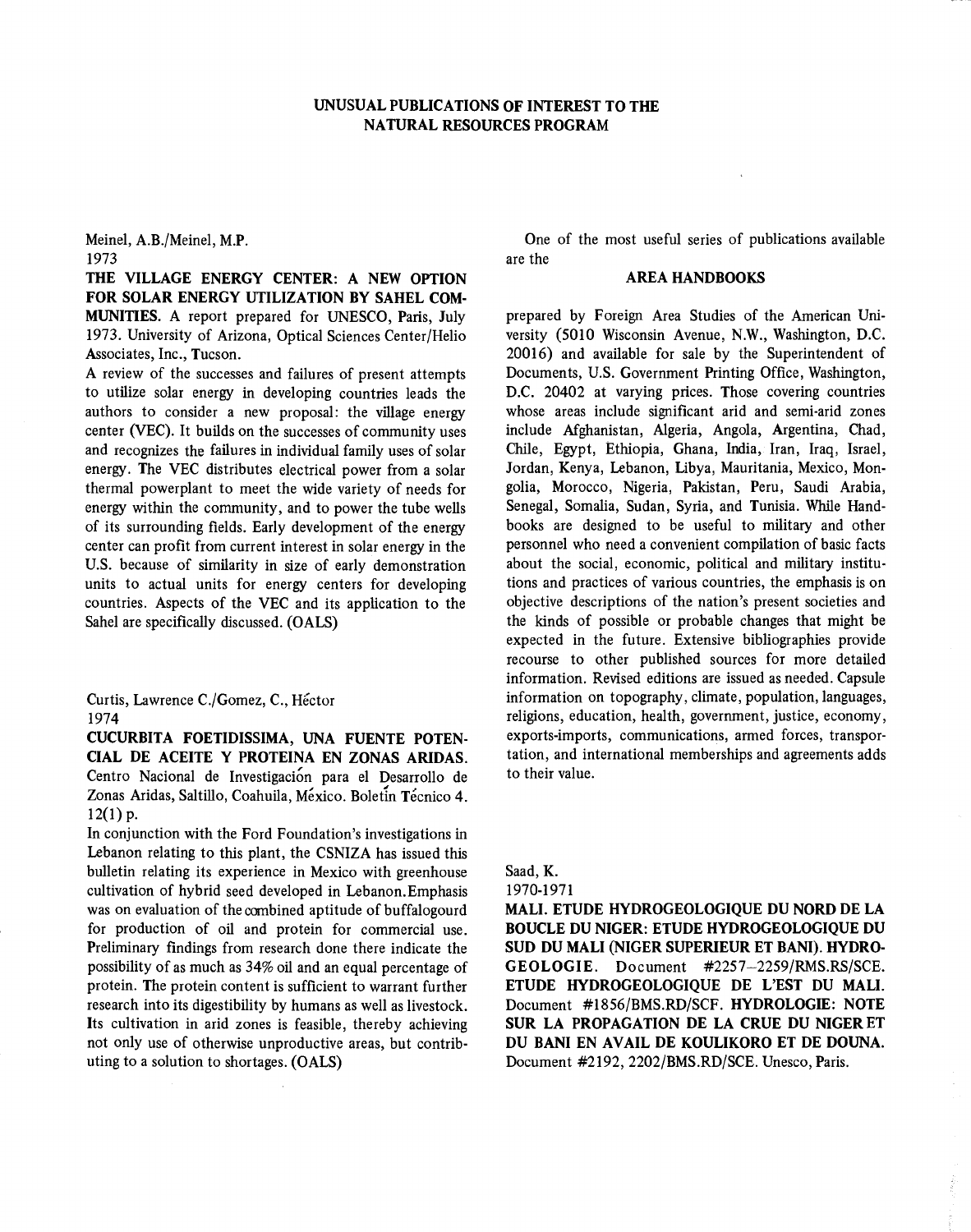# UNUSUAL PUBLICATIONS OF INTEREST TO THE NATURAL RESOURCES PROGRAM

Meinel, A.B./Meinel, M.P.
1973

**THE VILLAGE ENERGY CENTER: A NEW OPTION FOR SOLAR ENERGY UTILIZATION BY SAHEL COMMUNITIES.** A report prepared for UNESCO, Paris, July 1973. University of Arizona, Optical Sciences Center/Helio Associates, Inc., Tucson.

A review of the successes and failures of present attempts to utilize solar energy in developing countries leads the authors to consider a new proposal: the village energy center (VEC). It builds on the successes of community uses and recognizes the failures in individual family uses of solar energy. The VEC distributes electrical power from a solar thermal powerplant to meet the wide variety of needs for energy within the community, and to power the tube wells of its surrounding fields. Early development of the energy center can profit from current interest in solar energy in the U.S. because of similarity in size of early demonstration units to actual units for energy centers for developing countries. Aspects of the VEC and its application to the Sahel are specifically discussed. (OALS)

Curtis, Lawrence C./Gomez, C., Héctor
1974

**CUCURBITA FOETIDISSIMA, UNA FUENTE POTENCIAL DE ACEITE Y PROTEINA EN ZONAS ARIDAS.** Centro Nacional de Investigación para el Desarrollo de Zonas Aridas, Saltillo, Coahuila, México. Boletín Técnico 4. 12(1) p.

In conjunction with the Ford Foundation's investigations in Lebanon relating to this plant, the CSNIZA has issued this bulletin relating its experience in Mexico with greenhouse cultivation of hybrid seed developed in Lebanon. Emphasis was on evaluation of the combined aptitude of buffalogourd for production of oil and protein for commercial use. Preliminary findings from research done there indicate the possibility of as much as 34% oil and an equal percentage of protein. The protein content is sufficient to warrant further research into its digestibility by humans as well as livestock. Its cultivation in arid zones is feasible, thereby achieving not only use of otherwise unproductive areas, but contributing to a solution to shortages. (OALS)

One of the most useful series of publications available are the

**AREA HANDBOOKS**

prepared by Foreign Area Studies of the American University (5010 Wisconsin Avenue, N.W., Washington, D.C. 20016) and available for sale by the Superintendent of Documents, U.S. Government Printing Office, Washington, D.C. 20402 at varying prices. Those covering countries whose areas include significant arid and semi-arid zones include Afghanistan, Algeria, Angola, Argentina, Chad, Chile, Egypt, Ethiopia, Ghana, India, Iran, Iraq, Israel, Jordan, Kenya, Lebanon, Libya, Mauritania, Mexico, Mongolia, Morocco, Nigeria, Pakistan, Peru, Saudi Arabia, Senegal, Somalia, Sudan, Syria, and Tunisia. While Handbooks are designed to be useful to military and other personnel who need a convenient compilation of basic facts about the social, economic, political and military institutions and practices of various countries, the emphasis is on objective descriptions of the nation's present societies and the kinds of possible or probable changes that might be expected in the future. Extensive bibliographies provide recourse to other published sources for more detailed information. Revised editions are issued as needed. Capsule information on topography, climate, population, languages, religions, education, health, government, justice, economy, exports-imports, communications, armed forces, transportation, and international memberships and agreements adds to their value.

Saad, K.
1970-1971

**MALI. ETUDE HYDROGEOLOGIQUE DU NORD DE LA BOUCLE DU NIGER: ETUDE HYDROGEOLOGIQUE DU SUD DU MALI (NIGER SUPERIEUR ET BANI). HYDROGEOLOGIE.** Document #2257–2259/RMS.RS/SCE. **ETUDE HYDROGEOLOGIQUE DE L'EST DU MALI.** Document #1856/BMS.RD/SCF. **HYDROLOGIE: NOTE SUR LA PROPAGATION DE LA CRUE DU NIGER ET DU BANI EN AVAIL DE KOULIKORO ET DE DOUNA.** Document #2192, 2202/BMS.RD/SCE. Unesco, Paris.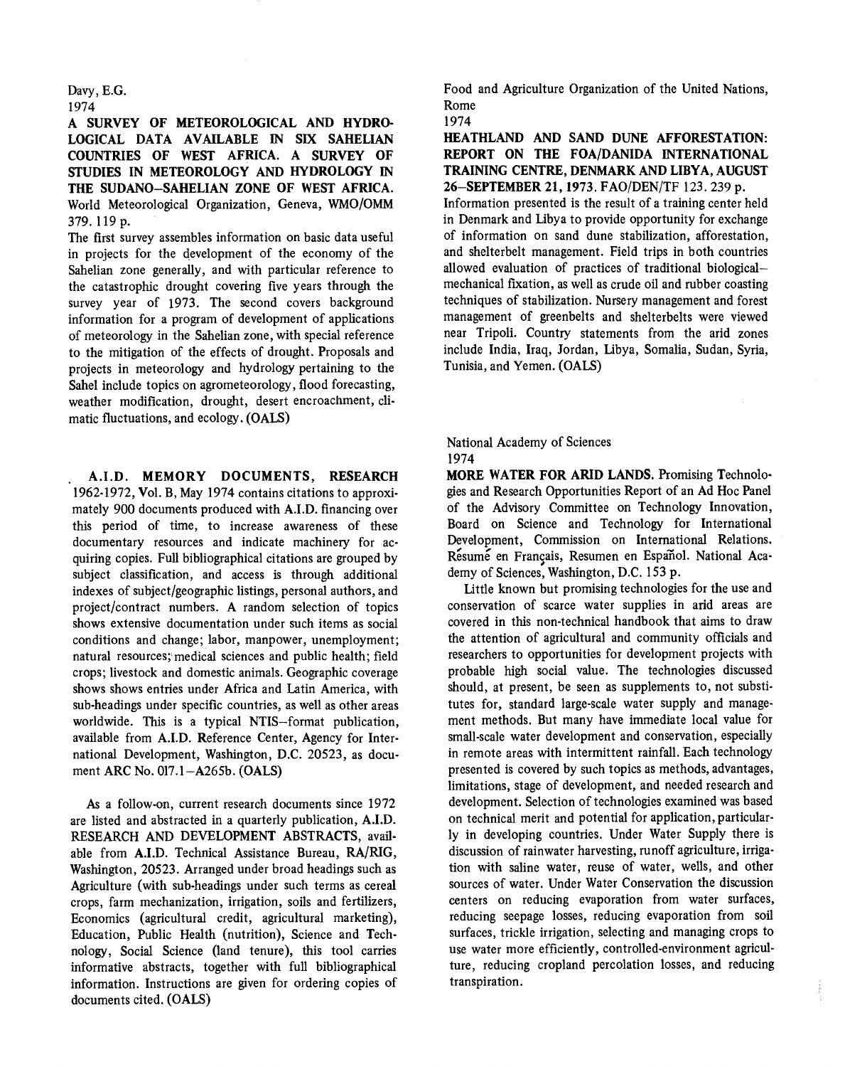Davy, E.G.
1974

**A SURVEY OF METEOROLOGICAL AND HYDROLOGICAL DATA AVAILABLE IN SIX SAHELIAN COUNTRIES OF WEST AFRICA. A SURVEY OF STUDIES IN METEOROLOGY AND HYDROLOGY IN THE SUDANO–SAHELIAN ZONE OF WEST AFRICA.** World Meteorological Organization, Geneva, WMO/OMM 379. 119 p.

The first survey assembles information on basic data useful in projects for the development of the economy of the Sahelian zone generally, and with particular reference to the catastrophic drought covering five years through the survey year of 1973. The second covers background information for a program of development of applications of meteorology in the Sahelian zone, with special reference to the mitigation of the effects of drought. Proposals and projects in meteorology and hydrology pertaining to the Sahel include topics on agrometeorology, flood forecasting, weather modification, drought, desert encroachment, climatic fluctuations, and ecology. (OALS)

**A.I.D. MEMORY DOCUMENTS, RESEARCH** 1962-1972, Vol. B, May 1974 contains citations to approximately 900 documents produced with A.I.D. financing over this period of time, to increase awareness of these documentary resources and indicate machinery for acquiring copies. Full bibliographical citations are grouped by subject classification, and access is through additional indexes of subject/geographic listings, personal authors, and project/contract numbers. A random selection of topics shows extensive documentation under such items as social conditions and change; labor, manpower, unemployment; natural resources; medical sciences and public health; field crops; livestock and domestic animals. Geographic coverage shows shows entries under Africa and Latin America, with sub-headings under specific countries, as well as other areas worldwide. This is a typical NTIS–format publication, available from A.I.D. Reference Center, Agency for International Development, Washington, D.C. 20523, as document ARC No. 017.1–A265b. (OALS)

As a follow-on, current research documents since 1972 are listed and abstracted in a quarterly publication, **A.I.D. RESEARCH AND DEVELOPMENT ABSTRACTS**, available from A.I.D. Technical Assistance Bureau, RA/RIG, Washington, 20523. Arranged under broad headings such as Agriculture (with sub-headings under such terms as cereal crops, farm mechanization, irrigation, soils and fertilizers, Economics (agricultural credit, agricultural marketing), Education, Public Health (nutrition), Science and Technology, Social Science (land tenure), this tool carries informative abstracts, together with full bibliographical information. Instructions are given for ordering copies of documents cited. (OALS)

Food and Agriculture Organization of the United Nations, Rome
1974

**HEATHLAND AND SAND DUNE AFFORESTATION: REPORT ON THE FOA/DANIDA INTERNATIONAL TRAINING CENTRE, DENMARK AND LIBYA, AUGUST 26–SEPTEMBER 21, 1973.** FAO/DEN/TF 123. 239 p.

Information presented is the result of a training center held in Denmark and Libya to provide opportunity for exchange of information on sand dune stabilization, afforestation, and shelterbelt management. Field trips in both countries allowed evaluation of practices of traditional biological–mechanical fixation, as well as crude oil and rubber coasting techniques of stabilization. Nursery management and forest management of greenbelts and shelterbelts were viewed near Tripoli. Country statements from the arid zones include India, Iraq, Jordan, Libya, Somalia, Sudan, Syria, Tunisia, and Yemen. (OALS)

National Academy of Sciences
1974

**MORE WATER FOR ARID LANDS.** Promising Technologies and Research Opportunities Report of an Ad Hoc Panel of the Advisory Committee on Technology Innovation, Board on Science and Technology for International Development, Commission on International Relations. Résumé en Français, Resumen en Español. National Academy of Sciences, Washington, D.C. 153 p.

Little known but promising technologies for the use and conservation of scarce water supplies in arid areas are covered in this non-technical handbook that aims to draw the attention of agricultural and community officials and researchers to opportunities for development projects with probable high social value. The technologies discussed should, at present, be seen as supplements to, not substitutes for, standard large-scale water supply and management methods. But many have immediate local value for small-scale water development and conservation, especially in remote areas with intermittent rainfall. Each technology presented is covered by such topics as methods, advantages, limitations, stage of development, and needed research and development. Selection of technologies examined was based on technical merit and potential for application, particularly in developing countries. Under Water Supply there is discussion of rainwater harvesting, runoff agriculture, irrigation with saline water, reuse of water, wells, and other sources of water. Under Water Conservation the discussion centers on reducing evaporation from water surfaces, reducing seepage losses, reducing evaporation from soil surfaces, trickle irrigation, selecting and managing crops to use water more efficiently, controlled-environment agriculture, reducing cropland percolation losses, and reducing transpiration.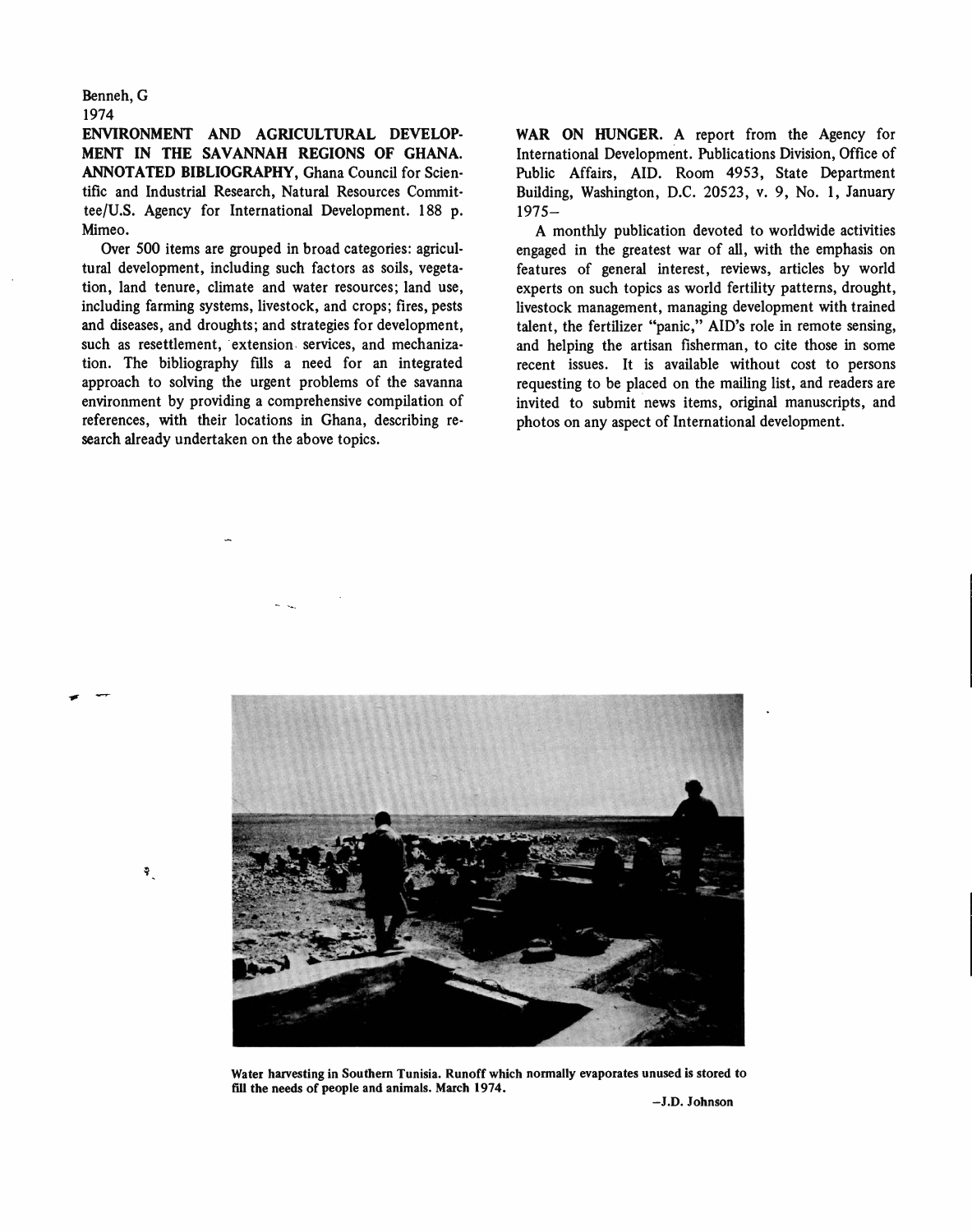Benneh, G
1974

**ENVIRONMENT AND AGRICULTURAL DEVELOPMENT IN THE SAVANNAH REGIONS OF GHANA. ANNOTATED BIBLIOGRAPHY**, Ghana Council for Scientific and Industrial Research, Natural Resources Committee/U.S. Agency for International Development. 188 p. Mimeo.

Over 500 items are grouped in broad categories: agricultural development, including such factors as soils, vegetation, land tenure, climate and water resources; land use, including farming systems, livestock, and crops; fires, pests and diseases, and droughts; and strategies for development, such as resettlement, extension services, and mechanization. The bibliography fills a need for an integrated approach to solving the urgent problems of the savanna environment by providing a comprehensive compilation of references, with their locations in Ghana, describing research already undertaken on the above topics.

**WAR ON HUNGER.** A report from the Agency for International Development. Publications Division, Office of Public Affairs, AID. Room 4953, State Department Building, Washington, D.C. 20523, v. 9, No. 1, January 1975–

A monthly publication devoted to worldwide activities engaged in the greatest war of all, with the emphasis on features of general interest, reviews, articles by world experts on such topics as world fertility patterns, drought, livestock management, managing development with trained talent, the fertilizer "panic," AID's role in remote sensing, and helping the artisan fisherman, to cite those in some recent issues. It is available without cost to persons requesting to be placed on the mailing list, and readers are invited to submit news items, original manuscripts, and photos on any aspect of International development.

**Water harvesting in Southern Tunisia. Runoff which normally evaporates unused is stored to fill the needs of people and animals. March 1974.**

–J.D. Johnson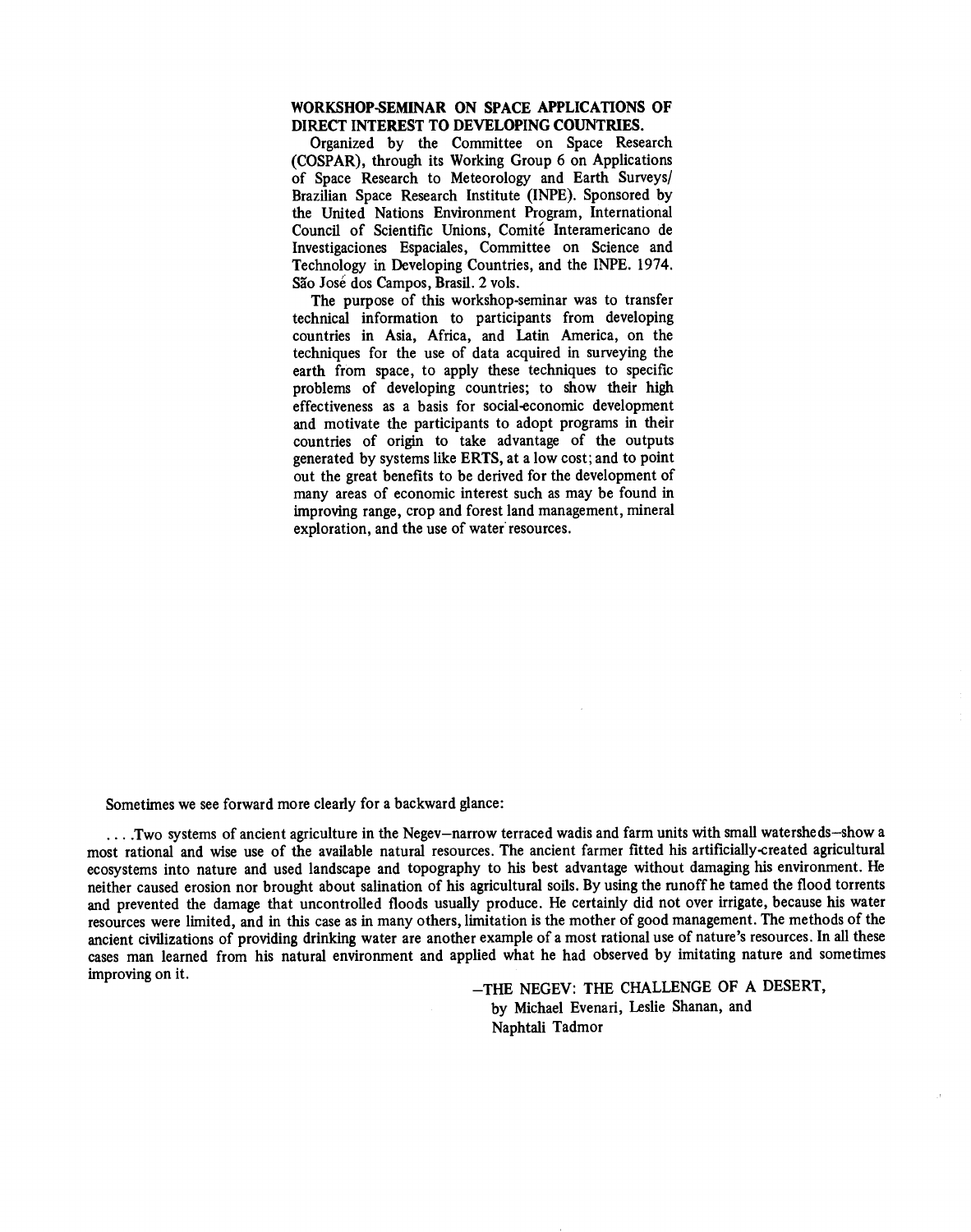**WORKSHOP-SEMINAR ON SPACE APPLICATIONS OF DIRECT INTEREST TO DEVELOPING COUNTRIES.**

Organized by the Committee on Space Research (COSPAR), through its Working Group 6 on Applications of Space Research to Meteorology and Earth Surveys/ Brazilian Space Research Institute (INPE). Sponsored by the United Nations Environment Program, International Council of Scientific Unions, Comité Interamericano de Investigaciones Espaciales, Committee on Science and Technology in Developing Countries, and the INPE. 1974. São José dos Campos, Brasil. 2 vols.

The purpose of this workshop-seminar was to transfer technical information to participants from developing countries in Asia, Africa, and Latin America, on the techniques for the use of data acquired in surveying the earth from space, to apply these techniques to specific problems of developing countries; to show their high effectiveness as a basis for social-economic development and motivate the participants to adopt programs in their countries of origin to take advantage of the outputs generated by systems like ERTS, at a low cost; and to point out the great benefits to be derived for the development of many areas of economic interest such as may be found in improving range, crop and forest land management, mineral exploration, and the use of water resources.

Sometimes we see forward more clearly for a backward glance:

. . . .Two systems of ancient agriculture in the Negev—narrow terraced wadis and farm units with small watersheds—show a most rational and wise use of the available natural resources. The ancient farmer fitted his artificially-created agricultural ecosystems into nature and used landscape and topography to his best advantage without damaging his environment. He neither caused erosion nor brought about salination of his agricultural soils. By using the runoff he tamed the flood torrents and prevented the damage that uncontrolled floods usually produce. He certainly did not over irrigate, because his water resources were limited, and in this case as in many others, limitation is the mother of good management. The methods of the ancient civilizations of providing drinking water are another example of a most rational use of nature's resources. In all these cases man learned from his natural environment and applied what he had observed by imitating nature and sometimes improving on it.

—THE NEGEV: THE CHALLENGE OF A DESERT,
by Michael Evenari, Leslie Shanan, and
Naphtali Tadmor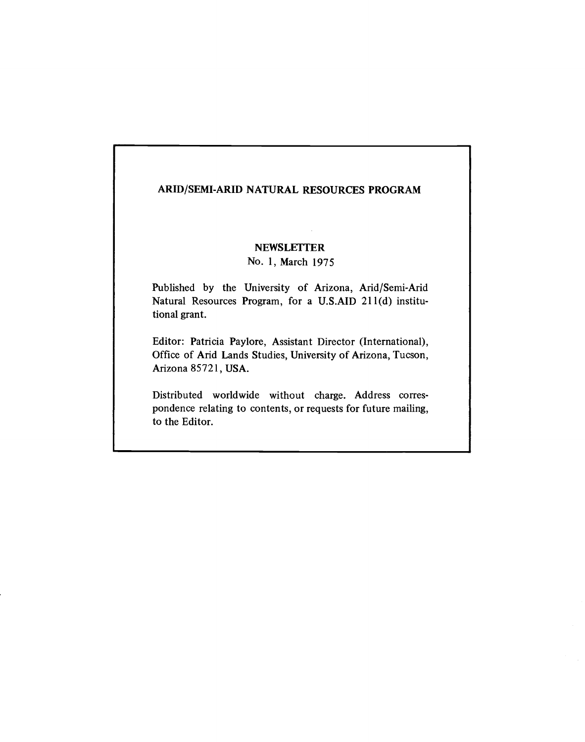## ARID/SEMI-ARID NATURAL RESOURCES PROGRAM

### NEWSLETTER

No. 1, March 1975

Published by the University of Arizona, Arid/Semi-Arid Natural Resources Program, for a U.S.AID 211(d) institutional grant.

Editor: Patricia Paylore, Assistant Director (International), Office of Arid Lands Studies, University of Arizona, Tucson, Arizona 85721, USA.

Distributed worldwide without charge. Address correspondence relating to contents, or requests for future mailing, to the Editor.